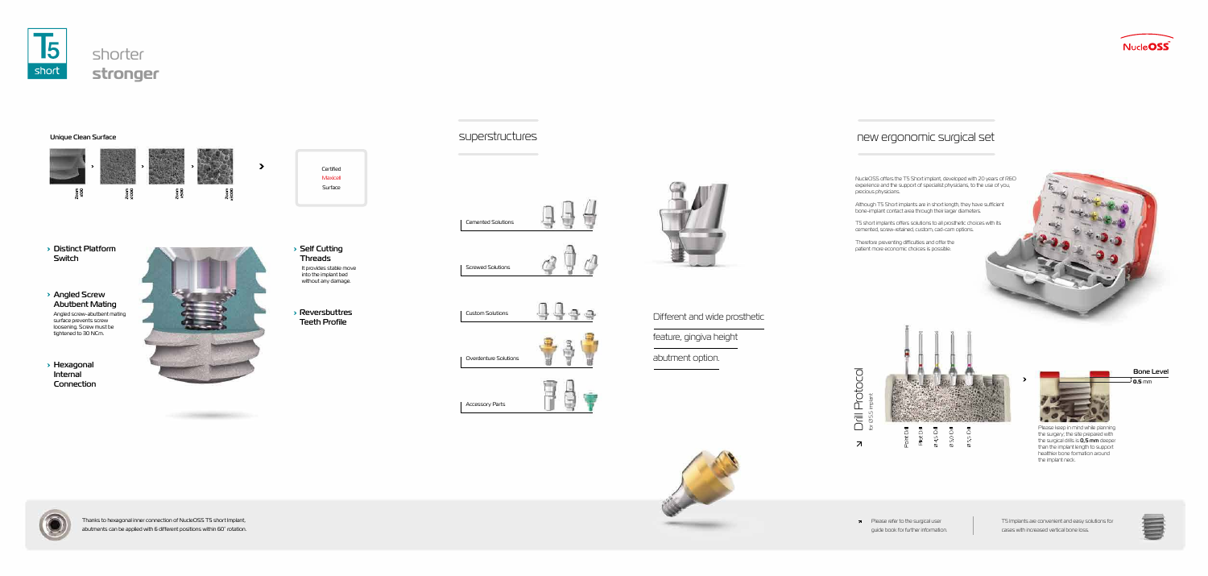# T5 short

## shorter **stronger**

NucleOSS

### Unique Clean Surface

Zoom x100 › Zoom x1000 › Zoom x2500 › Zoom x5000 ›

Certified
Maxicell
Surface

- **Distinct Platform Switch**
- **Angled Screw Abutbent Mating**
  Angled screw-abutment mating surface prevents screw loosening. Screw must be tightened to 30 NCm.
- **Hexagonal Internal Connection**
- **Self Cutting Threads**
  It provides stable move into the implant bed without any damage.
- **Reversbuttres Teeth Profile**

Thanks to hexagonal inner connection of NucleOSS T5 short implant, abutments can be applied with 6 different positions within 60˚ rotation.

## superstructures

- Cemented Solutions
- Screwed Solutions
- Custom Solutions
- Overdenture Solutions
- Accessory Parts

Different and wide prosthetic feature, gingiva height abutment option.

## new ergonomic surgical set

NucleOSS offers the T5 Short implant, developed with 20 years of R&D experience and the support of specialist physicians, to the use of you, precious physicians.

Although T5 Short implants are in short length, they have sufficient bone-implant contact area through their larger diameters.

T5 short implants offers solutions to all prosthetic choices with its cemented, screw-retained, custom, cad-cam options.

Therefore preventing difficulties and offer the patient more economic choices is possible.

### Drill Protocol

for Ø5.5 implant

Point Drill, Pilot Drill, Ø 4.5 Drill, Ø 5.0 Drill, Ø 5.5 Drill

Bone Level
0.5 mm

Please keep in mind while planning the surgery; the site prepared with the surgical drills is **0,5 mm** deeper than the implant length to support healthier bone formation around the implant neck.

Please refer to the surgical user guide book for further information.

T5 implants are convenient and easy solutions for cases with increased vertical bone loss.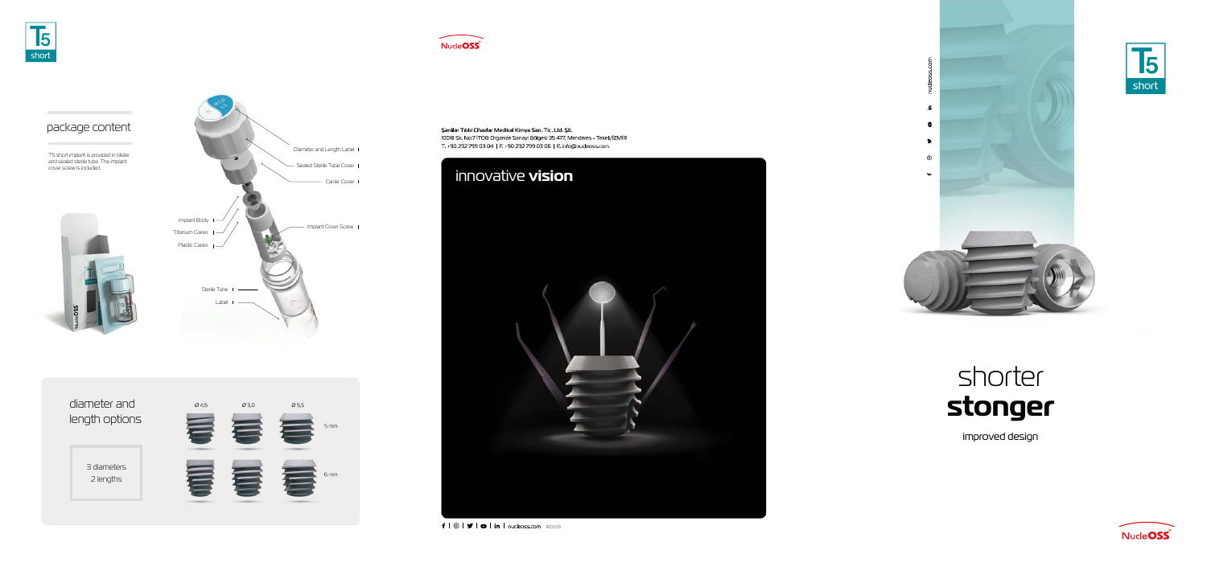T5 short

## package content

T5 short implant is provided in blister and sealed sterile tube. The implant cover screw is included.

Diameter and Length Label

Sealed Sterile Tube Cover

Carrier Cover

Implant Body

Titanium Carrier

Plastic Carrier

Implant Cover Screw

Sterile Tube

Label

## diameter and length options

3 diameters
2 lengths

Ø 4,5
Ø 5,0
Ø 5,5

5 mm

6 mm

NucleOSS

Şanlılar Tıbbi Cihazlar Medikal Kimya San. Tic. Ltd. Şti.
10018 Sk. No:7 ITOB Organize Sanayi Bölgesi 35 477, Menderes - Tekeli/İZMİR
T. +90 232 799 03 04 | F. +90 232 799 03 05 | E. info@nucleoss.com

## innovative **vision**

nucleoss.com REV.00

nucleoss.com

T5 short

# shorter **stonger**

improved design

NucleOSS